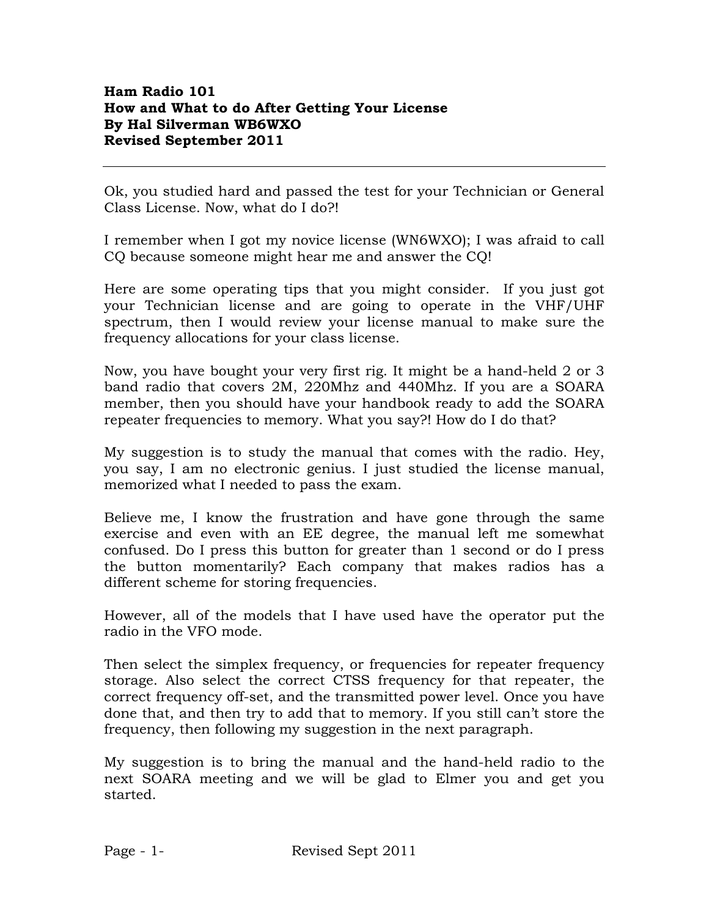**Ham Radio 101**
**How and What to do After Getting Your License**
**By Hal Silverman WB6WXO**
**Revised September 2011**

---

Ok, you studied hard and passed the test for your Technician or General Class License. Now, what do I do?!

I remember when I got my novice license (WN6WXO); I was afraid to call CQ because someone might hear me and answer the CQ!

Here are some operating tips that you might consider. If you just got your Technician license and are going to operate in the VHF/UHF spectrum, then I would review your license manual to make sure the frequency allocations for your class license.

Now, you have bought your very first rig. It might be a hand-held 2 or 3 band radio that covers 2M, 220Mhz and 440Mhz. If you are a SOARA member, then you should have your handbook ready to add the SOARA repeater frequencies to memory. What you say?! How do I do that?

My suggestion is to study the manual that comes with the radio. Hey, you say, I am no electronic genius. I just studied the license manual, memorized what I needed to pass the exam.

Believe me, I know the frustration and have gone through the same exercise and even with an EE degree, the manual left me somewhat confused. Do I press this button for greater than 1 second or do I press the button momentarily? Each company that makes radios has a different scheme for storing frequencies.

However, all of the models that I have used have the operator put the radio in the VFO mode.

Then select the simplex frequency, or frequencies for repeater frequency storage. Also select the correct CTSS frequency for that repeater, the correct frequency off-set, and the transmitted power level. Once you have done that, and then try to add that to memory. If you still can't store the frequency, then following my suggestion in the next paragraph.

My suggestion is to bring the manual and the hand-held radio to the next SOARA meeting and we will be glad to Elmer you and get you started.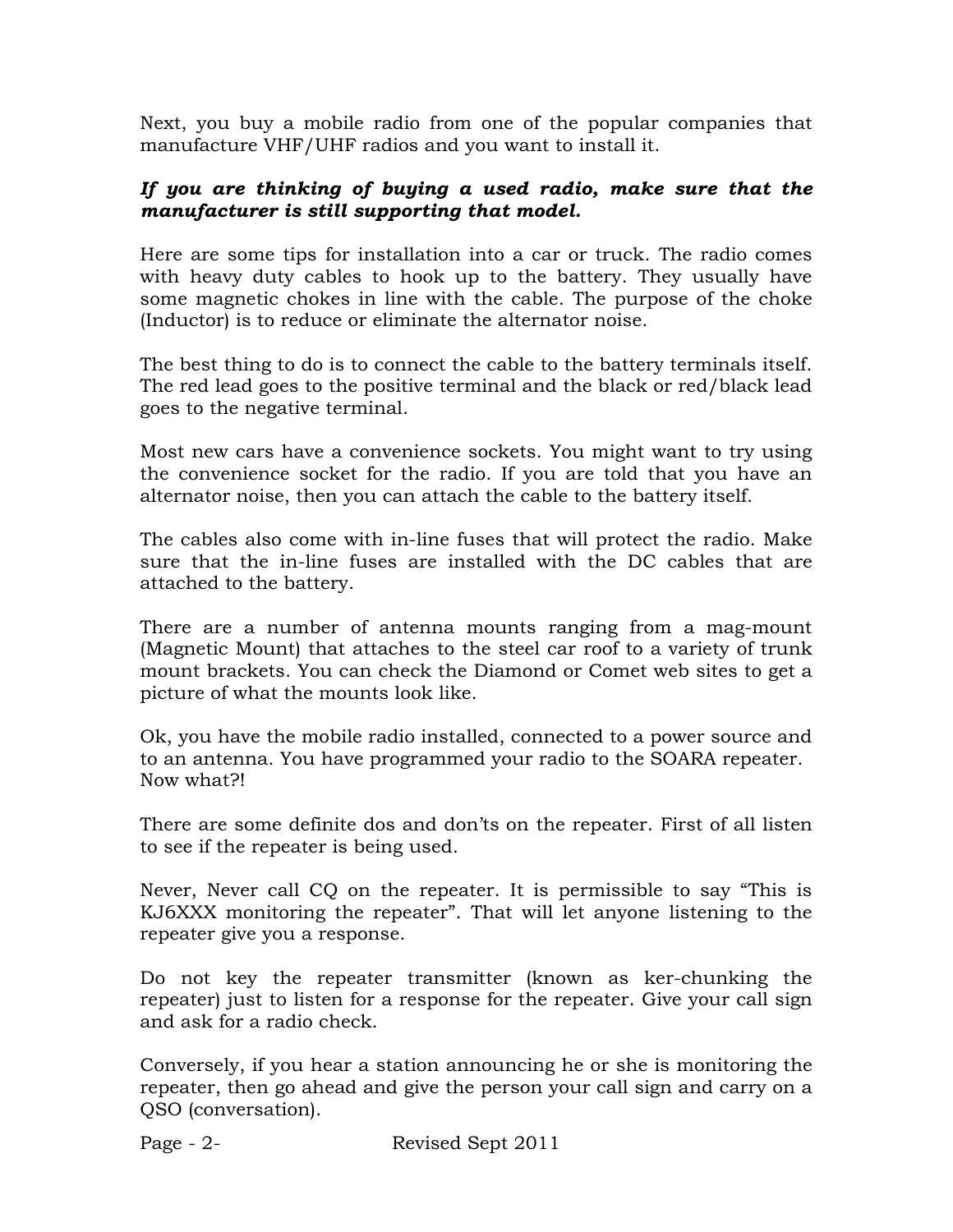Next, you buy a mobile radio from one of the popular companies that manufacture VHF/UHF radios and you want to install it.

***If you are thinking of buying a used radio, make sure that the manufacturer is still supporting that model.***

Here are some tips for installation into a car or truck. The radio comes with heavy duty cables to hook up to the battery. They usually have some magnetic chokes in line with the cable. The purpose of the choke (Inductor) is to reduce or eliminate the alternator noise.

The best thing to do is to connect the cable to the battery terminals itself. The red lead goes to the positive terminal and the black or red/black lead goes to the negative terminal.

Most new cars have a convenience sockets. You might want to try using the convenience socket for the radio. If you are told that you have an alternator noise, then you can attach the cable to the battery itself.

The cables also come with in-line fuses that will protect the radio. Make sure that the in-line fuses are installed with the DC cables that are attached to the battery.

There are a number of antenna mounts ranging from a mag-mount (Magnetic Mount) that attaches to the steel car roof to a variety of trunk mount brackets. You can check the Diamond or Comet web sites to get a picture of what the mounts look like.

Ok, you have the mobile radio installed, connected to a power source and to an antenna. You have programmed your radio to the SOARA repeater. Now what?!

There are some definite dos and don'ts on the repeater. First of all listen to see if the repeater is being used.

Never, Never call CQ on the repeater. It is permissible to say "This is KJ6XXX monitoring the repeater". That will let anyone listening to the repeater give you a response.

Do not key the repeater transmitter (known as ker-chunking the repeater) just to listen for a response for the repeater. Give your call sign and ask for a radio check.

Conversely, if you hear a station announcing he or she is monitoring the repeater, then go ahead and give the person your call sign and carry on a QSO (conversation).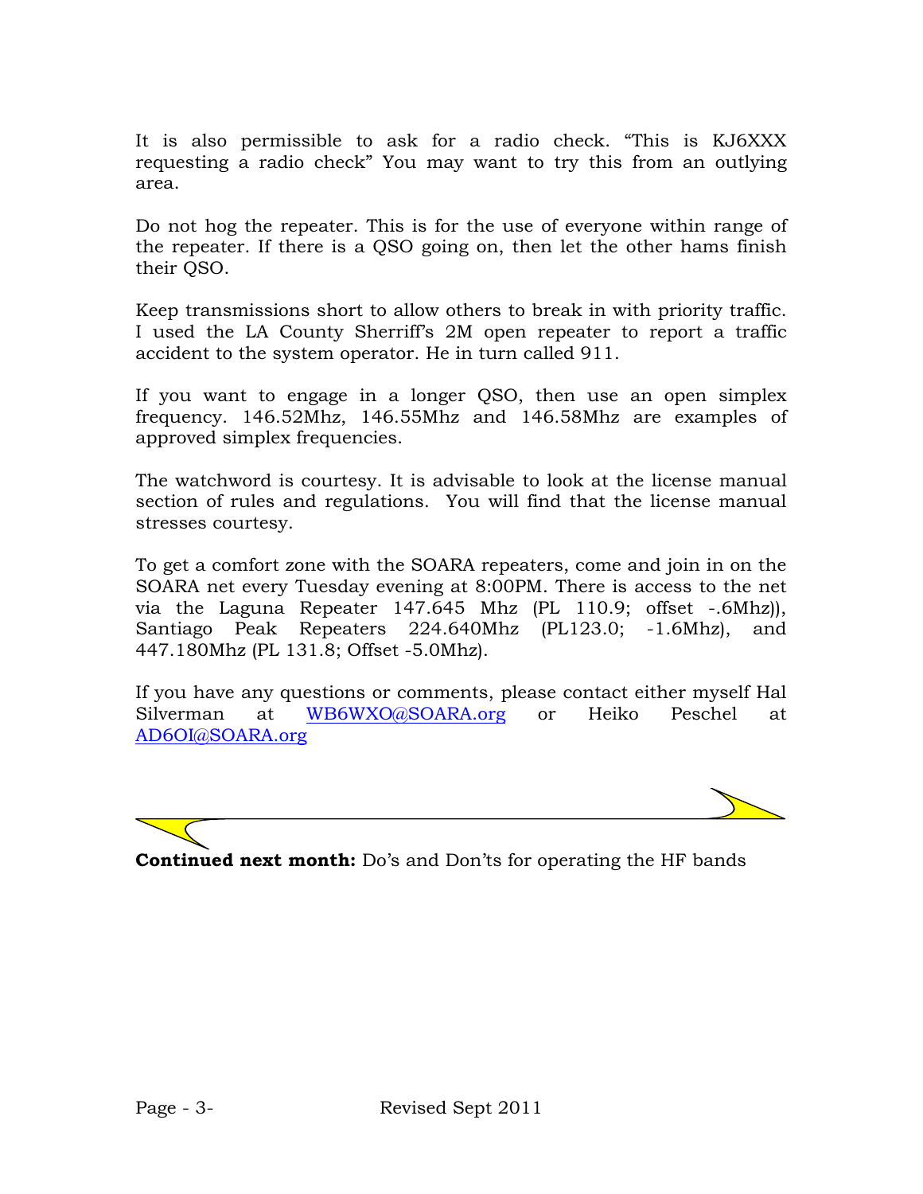It is also permissible to ask for a radio check. “This is KJ6XXX requesting a radio check” You may want to try this from an outlying area.

Do not hog the repeater. This is for the use of everyone within range of the repeater. If there is a QSO going on, then let the other hams finish their QSO.

Keep transmissions short to allow others to break in with priority traffic. I used the LA County Sherriff’s 2M open repeater to report a traffic accident to the system operator. He in turn called 911.

If you want to engage in a longer QSO, then use an open simplex frequency. 146.52Mhz, 146.55Mhz and 146.58Mhz are examples of approved simplex frequencies.

The watchword is courtesy. It is advisable to look at the license manual section of rules and regulations. You will find that the license manual stresses courtesy.

To get a comfort zone with the SOARA repeaters, come and join in on the SOARA net every Tuesday evening at 8:00PM. There is access to the net via the Laguna Repeater 147.645 Mhz (PL 110.9; offset -.6Mhz)), Santiago Peak Repeaters 224.640Mhz (PL123.0; -1.6Mhz), and 447.180Mhz (PL 131.8; Offset -5.0Mhz).

If you have any questions or comments, please contact either myself Hal Silverman at WB6WXO@SOARA.org or Heiko Peschel at AD6OI@SOARA.org

---

**Continued next month:** Do’s and Don’ts for operating the HF bands

Revised Sept 2011